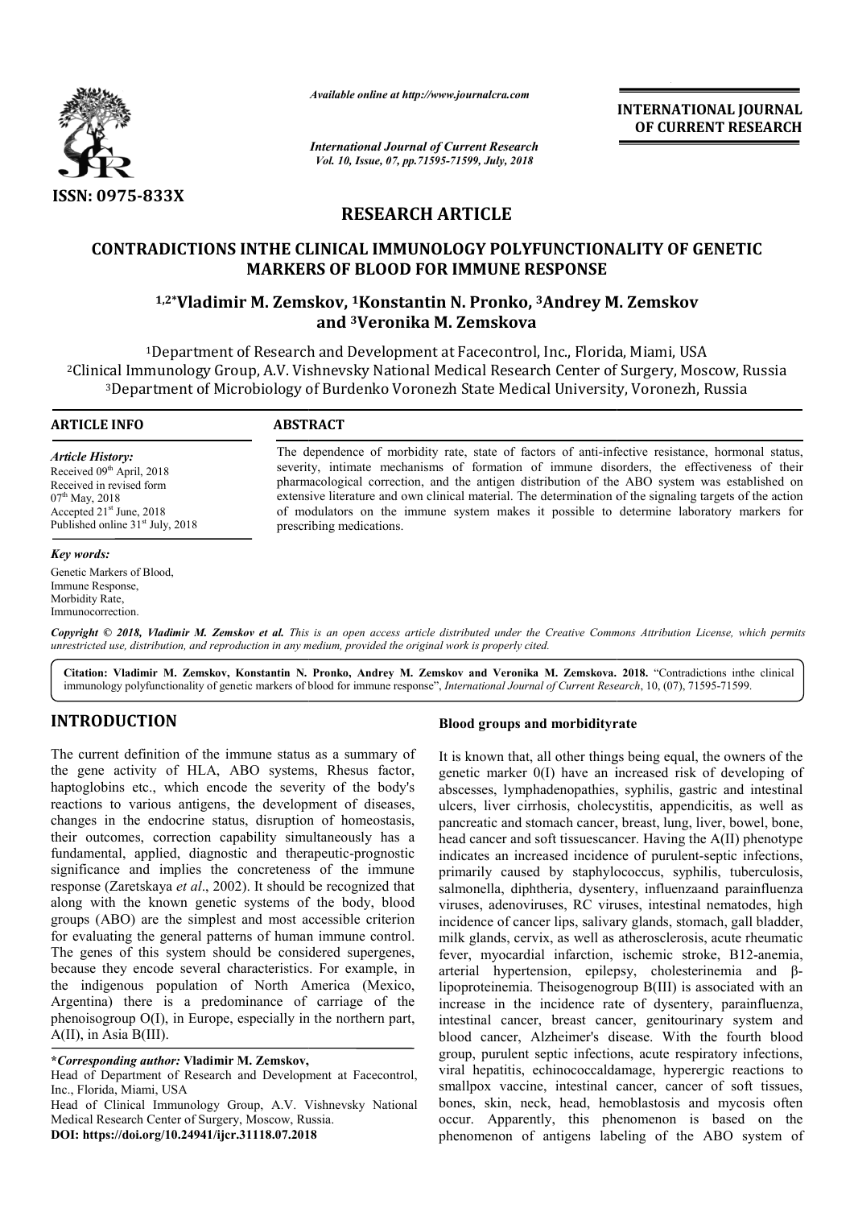*Available online at http://www.journalcra.com*

*International Journal of Current Research*
*Vol. 10, Issue, 07, pp.71595-71599, July, 2018*

**INTERNATIONAL JOURNAL OF CURRENT RESEARCH**

ISSN: 0975-833X

# RESEARCH ARTICLE

## CONTRADICTIONS INTHE CLINICAL IMMUNOLOGY POLYFUNCTIONALITY OF GENETIC MARKERS OF BLOOD FOR IMMUNE RESPONSE

**[1,2]*Vladimir M. Zemskov, [1]Konstantin N. Pronko, [3]Andrey M. Zemskov and [3]Veronika M. Zemskova**

[1]Department of Research and Development at Facecontrol, Inc., Florida, Miami, USA
[2]Clinical Immunology Group, A.V. Vishnevsky National Medical Research Center of Surgery, Moscow, Russia
[3]Department of Microbiology of Burdenko Voronezh State Medical University, Voronezh, Russia

**ARTICLE INFO**

*Article History:*
Received 09th April, 2018
Received in revised form
07th May, 2018
Accepted 21st June, 2018
Published online 31st July, 2018

*Key words:*
Genetic Markers of Blood,
Immune Response,
Morbidity Rate,
Immunocorrection.

**ABSTRACT**

The dependence of morbidity rate, state of factors of anti-infective resistance, hormonal status, severity, intimate mechanisms of formation of immune disorders, the effectiveness of their pharmacological correction, and the antigen distribution of the ABO system was established on extensive literature and own clinical material. The determination of the signaling targets of the action of modulators on the immune system makes it possible to determine laboratory markers for prescribing medications.

*Copyright © 2018, Vladimir M. Zemskov et al. This is an open access article distributed under the Creative Commons Attribution License, which permits unrestricted use, distribution, and reproduction in any medium, provided the original work is properly cited.*

**Citation: Vladimir M. Zemskov, Konstantin N. Pronko, Andrey M. Zemskov and Veronika M. Zemskova. 2018.** "Contradictions inthe clinical immunology polyfunctionality of genetic markers of blood for immune response", *International Journal of Current Research*, 10, (07), 71595-71599.

## INTRODUCTION

The current definition of the immune status as a summary of the gene activity of HLA, ABO systems, Rhesus factor, haptoglobins etc., which encode the severity of the body's reactions to various antigens, the development of diseases, changes in the endocrine status, disruption of homeostasis, their outcomes, correction capability simultaneously has a fundamental, applied, diagnostic and therapeutic-prognostic significance and implies the concreteness of the immune response (Zaretskaya *et al*., 2002). It should be recognized that along with the known genetic systems of the body, blood groups (ABO) are the simplest and most accessible criterion for evaluating the general patterns of human immune control. The genes of this system should be considered supergenes, because they encode several characteristics. For example, in the indigenous population of North America (Mexico, Argentina) there is a predominance of carriage of the phenoisogroup O(I), in Europe, especially in the northern part, A(II), in Asia B(III).

### Blood groups and morbidityrate

It is known that, all other things being equal, the owners of the genetic marker 0(I) have an increased risk of developing of abscesses, lymphadenopathies, syphilis, gastric and intestinal ulcers, liver cirrhosis, cholecystitis, appendicitis, as well as pancreatic and stomach cancer, breast, lung, liver, bowel, bone, head cancer and soft tissuescancer. Having the A(II) phenotype indicates an increased incidence of purulent-septic infections, primarily caused by staphylococcus, syphilis, tuberculosis, salmonella, diphtheria, dysentery, influenzaand parainfluenza viruses, adenoviruses, RC viruses, intestinal nematodes, high incidence of cancer lips, salivary glands, stomach, gall bladder, milk glands, cervix, as well as atherosclerosis, acute rheumatic fever, myocardial infarction, ischemic stroke, B12-anemia, arterial hypertension, epilepsy, cholesterinemia and β-lipoproteinemia. Theisogenogroup B(III) is associated with an increase in the incidence rate of dysentery, parainfluenza, intestinal cancer, breast cancer, genitourinary system and blood cancer, Alzheimer's disease. With the fourth blood group, purulent septic infections, acute respiratory infections, viral hepatitis, echinococcaldamage, hyperergic reactions to smallpox vaccine, intestinal cancer, cancer of soft tissues, bones, skin, neck, head, hemoblastosis and mycosis often occur. Apparently, this phenomenon is based on the phenomenon of antigens labeling of the ABO system of

\***Corresponding author: Vladimir M. Zemskov,**
Head of Department of Research and Development at Facecontrol, Inc., Florida, Miami, USA
Head of Clinical Immunology Group, A.V. Vishnevsky National Medical Research Center of Surgery, Moscow, Russia.
**DOI: https://doi.org/10.24941/ijcr.31118.07.2018**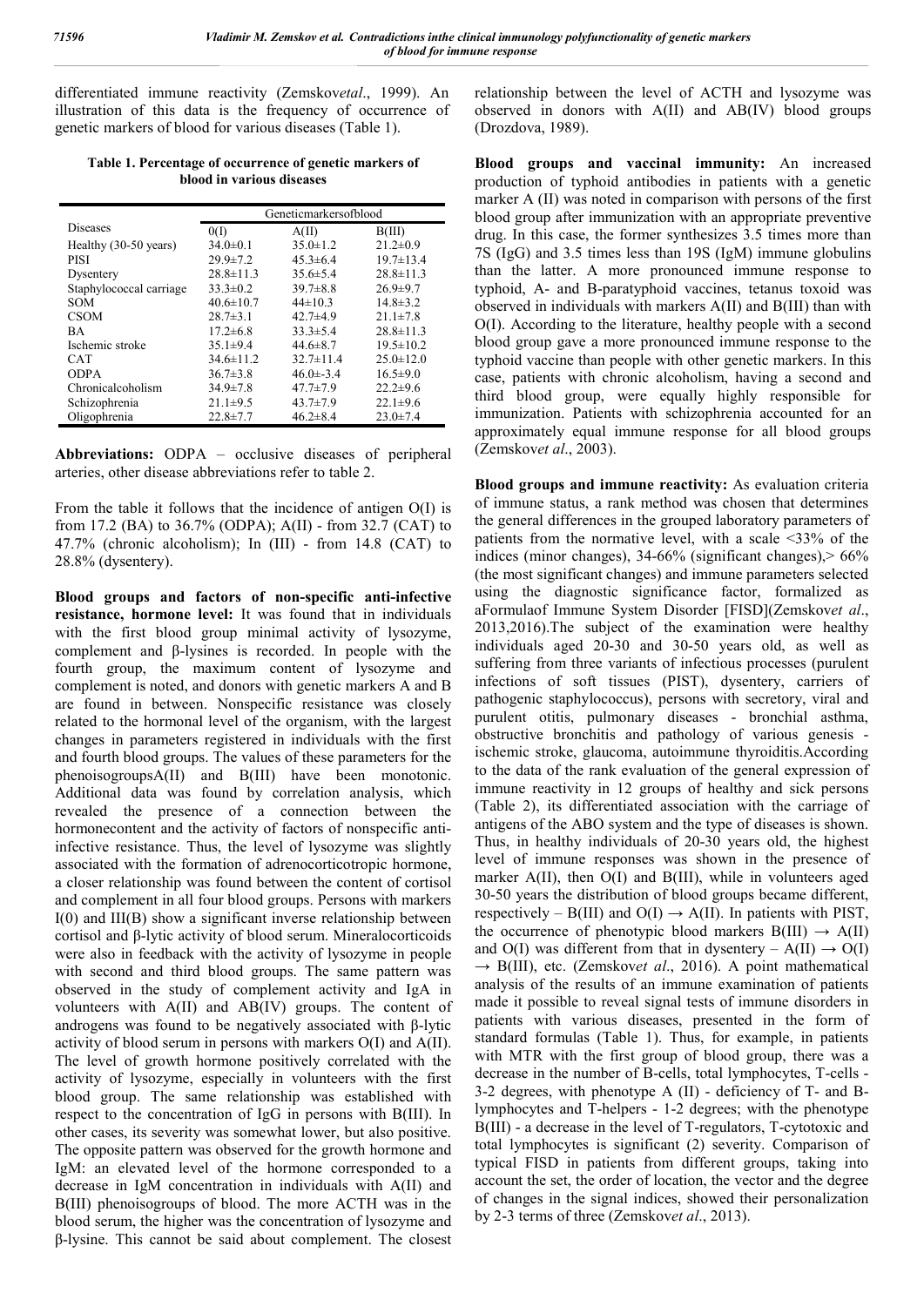differentiated immune reactivity (Zemskov*etal*., 1999). An illustration of this data is the frequency of occurrence of genetic markers of blood for various diseases (Table 1).

**Table 1. Percentage of occurrence of genetic markers of blood in various diseases**

| Diseases | Geneticmarkersofblood | | |
|---|---|---|---|
| | 0(I) | A(II) | B(III) |
| Healthy (30-50 years) | 34.0±0.1 | 35.0±1.2 | 21.2±0.9 |
| PISI | 29.9±7.2 | 45.3±6.4 | 19.7±13.4 |
| Dysentery | 28.8±11.3 | 35.6±5.4 | 28.8±11.3 |
| Staphylococcal carriage | 33.3±0.2 | 39.7±8.8 | 26.9±9.7 |
| SOM | 40.6±10.7 | 44±10.3 | 14.8±3.2 |
| CSOM | 28.7±3.1 | 42.7±4.9 | 21.1±7.8 |
| BA | 17.2±6.8 | 33.3±5.4 | 28.8±11.3 |
| Ischemic stroke | 35.1±9.4 | 44.6±8.7 | 19.5±10.2 |
| CAT | 34.6±11.2 | 32.7±11.4 | 25.0±12.0 |
| ODPA | 36.7±3.8 | 46.0±-3.4 | 16.5±9.0 |
| Chronicalcoholism | 34.9±7.8 | 47.7±7.9 | 22.2±9.6 |
| Schizophrenia | 21.1±9.5 | 43.7±7.9 | 22.1±9.6 |
| Oligophrenia | 22.8±7.7 | 46.2±8.4 | 23.0±7.4 |

**Abbreviations:** ODPA – occlusive diseases of peripheral arteries, other disease abbreviations refer to table 2.

From the table it follows that the incidence of antigen O(I) is from 17.2 (BA) to 36.7% (ODPA); A(II) - from 32.7 (CAT) to 47.7% (chronic alcoholism); In (III) - from 14.8 (CAT) to 28.8% (dysentery).

**Blood groups and factors of non-specific anti-infective resistance, hormone level:** It was found that in individuals with the first blood group minimal activity of lysozyme, complement and β-lysines is recorded. In people with the fourth group, the maximum content of lysozyme and complement is noted, and donors with genetic markers A and B are found in between. Nonspecific resistance was closely related to the hormonal level of the organism, with the largest changes in parameters registered in individuals with the first and fourth blood groups. The values of these parameters for the phenoisogroupsA(II) and B(III) have been monotonic. Additional data was found by correlation analysis, which revealed the presence of a connection between the hormonecontent and the activity of factors of nonspecific anti-infective resistance. Thus, the level of lysozyme was slightly associated with the formation of adrenocorticotropic hormone, a closer relationship was found between the content of cortisol and complement in all four blood groups. Persons with markers I(0) and III(B) show a significant inverse relationship between cortisol and β-lytic activity of blood serum. Mineralocorticoids were also in feedback with the activity of lysozyme in people with second and third blood groups. The same pattern was observed in the study of complement activity and IgA in volunteers with A(II) and AB(IV) groups. The content of androgens was found to be negatively associated with β-lytic activity of blood serum in persons with markers O(I) and A(II). The level of growth hormone positively correlated with the activity of lysozyme, especially in volunteers with the first blood group. The same relationship was established with respect to the concentration of IgG in persons with B(III). In other cases, its severity was somewhat lower, but also positive. The opposite pattern was observed for the growth hormone and IgM: an elevated level of the hormone corresponded to a decrease in IgM concentration in individuals with A(II) and B(III) phenoisogroups of blood. The more ACTH was in the blood serum, the higher was the concentration of lysozyme and β-lysine. This cannot be said about complement. The closest relationship between the level of ACTH and lysozyme was observed in donors with A(II) and AB(IV) blood groups (Drozdova, 1989).

**Blood groups and vaccinal immunity:** An increased production of typhoid antibodies in patients with a genetic marker A (II) was noted in comparison with persons of the first blood group after immunization with an appropriate preventive drug. In this case, the former synthesizes 3.5 times more than 7S (IgG) and 3.5 times less than 19S (IgM) immune globulins than the latter. A more pronounced immune response to typhoid, A- and B-paratyphoid vaccines, tetanus toxoid was observed in individuals with markers A(II) and B(III) than with O(I). According to the literature, healthy people with a second blood group gave a more pronounced immune response to the typhoid vaccine than people with other genetic markers. In this case, patients with chronic alcoholism, having a second and third blood group, were equally highly responsible for immunization. Patients with schizophrenia accounted for an approximately equal immune response for all blood groups (Zemskov*et al*., 2003).

**Blood groups and immune reactivity:** As evaluation criteria of immune status, a rank method was chosen that determines the general differences in the grouped laboratory parameters of patients from the normative level, with a scale <33% of the indices (minor changes), 34-66% (significant changes),> 66% (the most significant changes) and immune parameters selected using the diagnostic significance factor, formalized as aFormulaof Immune System Disorder [FISD](Zemskov*et al*., 2013,2016).The subject of the examination were healthy individuals aged 20-30 and 30-50 years old, as well as suffering from three variants of infectious processes (purulent infections of soft tissues (PIST), dysentery, carriers of pathogenic staphylococcus), persons with secretory, viral and purulent otitis, pulmonary diseases - bronchial asthma, obstructive bronchitis and pathology of various genesis - ischemic stroke, glaucoma, autoimmune thyroiditis.According to the data of the rank evaluation of the general expression of immune reactivity in 12 groups of healthy and sick persons (Table 2), its differentiated association with the carriage of antigens of the ABO system and the type of diseases is shown. Thus, in healthy individuals of 20-30 years old, the highest level of immune responses was shown in the presence of marker A(II), then O(I) and B(III), while in volunteers aged 30-50 years the distribution of blood groups became different, respectively – B(III) and O(I) → A(II). In patients with PIST, the occurrence of phenotypic blood markers B(III) → A(II) and O(I) was different from that in dysentery – A(II) → O(I) → B(III), etc. (Zemskov*et al*., 2016). A point mathematical analysis of the results of an immune examination of patients made it possible to reveal signal tests of immune disorders in patients with various diseases, presented in the form of standard formulas (Table 1). Thus, for example, in patients with MTR with the first group of blood group, there was a decrease in the number of B-cells, total lymphocytes, T-cells - 3-2 degrees, with phenotype A (II) - deficiency of T- and B-lymphocytes and T-helpers - 1-2 degrees; with the phenotype B(III) - a decrease in the level of T-regulators, T-cytotoxic and total lymphocytes is significant (2) severity. Comparison of typical FISD in patients from different groups, taking into account the set, the order of location, the vector and the degree of changes in the signal indices, showed their personalization by 2-3 terms of three (Zemskov*et al*., 2013).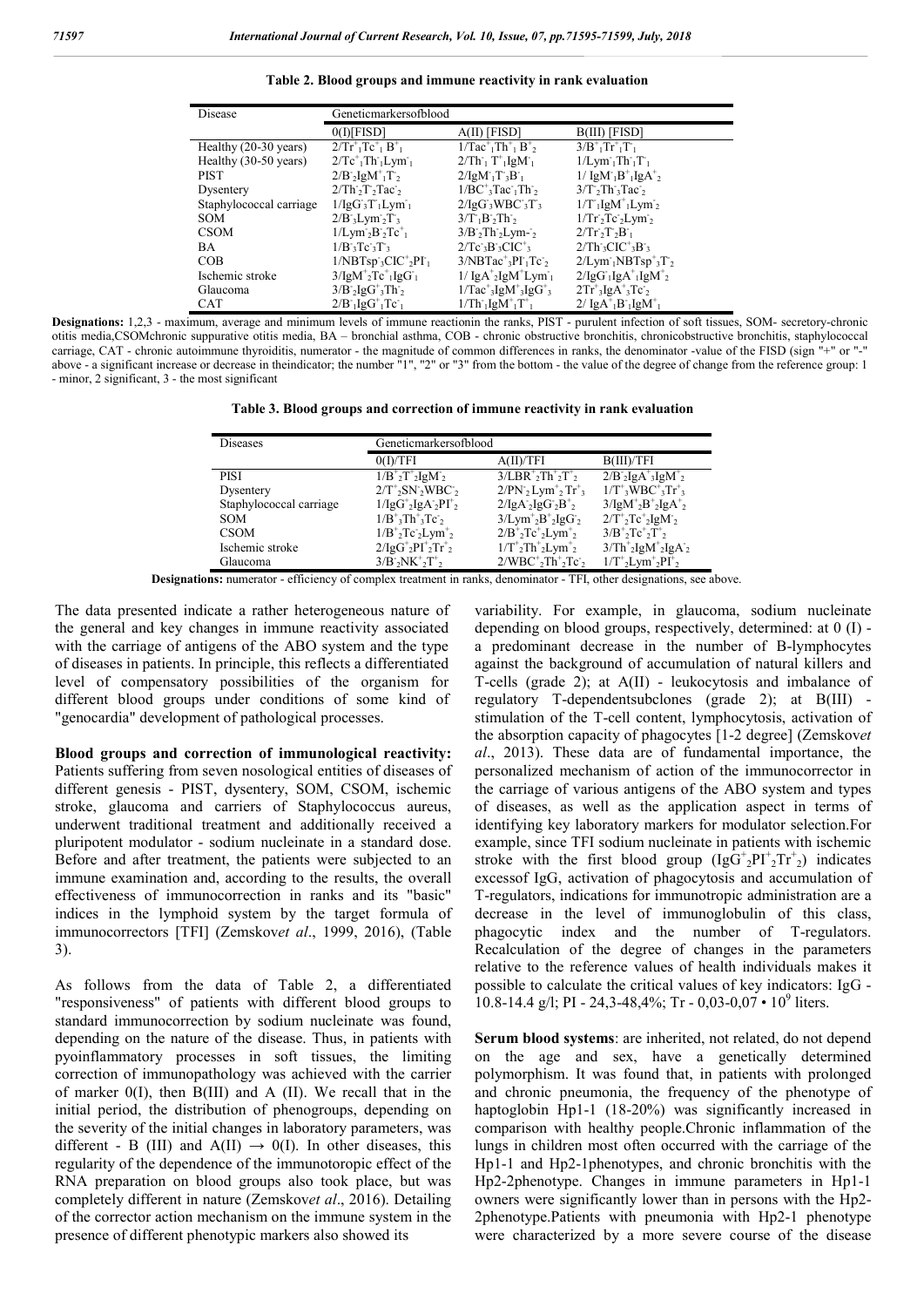**Table 2. Blood groups and immune reactivity in rank evaluation**

| Disease | Geneticmarkersofblood | | |
|---|---|---|---|
| | 0(I)[FISD] | A(II) [FISD] | B(III) [FISD] |
| Healthy (20-30 years) | $2/Tr^+_1Tc^+_1\ B^+_1$ | $1/Tac^+_1Th^+_1\ B^+_2$ | $3/B^+_1Tr^+_1T^-_1$ |
| Healthy (30-50 years) | $2/Tc^+_1Th^-_1Lym^-_1$ | $2/Th^-_1\ T^-_1IgM^-_1$ | $1/Lym^-_1Th^-_1T^-_1$ |
| PIST | $2/B^-_2IgM^+_1T^-_2$ | $2/IgM^-_1T^-_3B^-_1$ | $1/\ IgM^-_1B^+_1IgA^+_2$ |
| Dysentery | $2/Th^-_2T^-_2Tac^-_2$ | $1/BC^+_3Tac^-_1Th^-_2$ | $3/T^-_2Th^-_3Tac^-_2$ |
| Staphylococcal carriage | $1/IgG^+_3T^-_1Lym^-_1$ | $2/IgG^-_3WBC^-_3T^-_3$ | $1/T^-_1IgM^+_1Lym^-_2$ |
| SOM | $2/B^-_3Lym^-_2T^-_3$ | $3/T^-_1B^-_2Th^-_2$ | $1/Tr^-_2Tc^-_2Lym^-_2$ |
| CSOM | $1/Lym^-_2B^-_2Tc^+_1$ | $3/B^-_2Th^-_2Lym^-_2$ | $2/Tr^-_2T^-_2B^-_1$ |
| BA | $1/B^-_3Tc^-_3T^-_3$ | $2/Tc^-_3B^-_3ClC^+_3$ | $2/Th^-_3ClC^+_3B^-_3$ |
| COB | $1/NBTsp^-_3ClC^+_2PI^-_1$ | $3/NBTac^+_3PI^-_1Tc^-_2$ | $2/Lym^-_1NBTsp^+_3T^-_2$ |
| Ischemic stroke | $3/IgM^+_2Tc^+_1IgG^-_1$ | $1/\ IgA^+_2IgM^+Lym^-_1$ | $2/IgG^-_1IgA^+_1IgM^+_2$ |
| Glaucoma | $3/B^-_2IgG^+_3Th^-_2$ | $1/Tac^+_3IgM^+_3IgG^+_3$ | $2Tr^+_3IgA^+_3Tc^-_2$ |
| CAT | $2/B^-_1IgG^+_1Tc^-_1$ | $1/Th^-_1IgM^+_1T^+_1$ | $2/\ IgA^+_1B^-_1IgM^+_1$ |

**Designations:** 1,2,3 - maximum, average and minimum levels of immune reactionin the ranks, PIST - purulent infection of soft tissues, SOM- secretory-chronic otitis media,CSOMchronic suppurative otitis media, BA – bronchial asthma, COB - chronic obstructive bronchitis, chronicobstructive bronchitis, staphylococcal carriage, CAT - chronic autoimmune thyroiditis, numerator - the magnitude of common differences in ranks, the denominator -value of the FISD (sign "+" or "-" above - a significant increase or decrease in the indicator; the number "1", "2" or "3" from the bottom - the value of the degree of change from the reference group: 1 - minor, 2 significant, 3 - the most significant

**Table 3. Blood groups and correction of immune reactivity in rank evaluation**

| Diseases | Geneticmarkersofblood | | |
|---|---|---|---|
| | 0(I)/TFI | A(II)/TFI | B(III)/TFI |
| PISI | $1/B^+_2T^+_2IgM^-_2$ | $3/LBR^+_2Th^+_2T^+_2$ | $2/B^-_2IgA^+_3IgM^+_2$ |
| Dysentery | $2/T^+_2SN^-_2WBC^-_2$ | $2/PN^-_2Lym^+_2Tr^+_3$ | $1/T^+_3WBC^+_3Tr^+_3$ |
| Staphylococcal carriage | $1/IgG^+_2IgA^-_2PI^+_2$ | $2/IgA^-_2IgG^-_2B^+_2$ | $3/IgM^+_2B^+_2IgA^+_2$ |
| SOM | $1/B^+_3Th^+_3Tc^-_2$ | $3/Lym^+_2B^+_2IgG^-_2$ | $2/T^+_2Tc^+_2IgM^-_2$ |
| CSOM | $1/B^+_2Tc^-_2Lym^+_2$ | $2/B^+_2Tc^+_2Lym^+_2$ | $3/B^+_2Tc^+_2T^+_2$ |
| Ischemic stroke | $2/IgG^+_2PI^+_2Tr^+_2$ | $1/T^+_2Th^+_2Lym^+_2$ | $3/Th^+_2IgM^+_2IgA^-_2$ |
| Glaucoma | $3/B^-_2NK^+_2T^+_2$ | $2/WBC^+_2Th^+_2Tc^-_2$ | $1/T^+_2Lym^+_2PI^+_2$ |

**Designations:** numerator - efficiency of complex treatment in ranks, denominator - TFI, other designations, see above.

The data presented indicate a rather heterogeneous nature of the general and key changes in immune reactivity associated with the carriage of antigens of the ABO system and the type of diseases in patients. In principle, this reflects a differentiated level of compensatory possibilities of the organism for different blood groups under conditions of some kind of "genocardia" development of pathological processes.

**Blood groups and correction of immunological reactivity:** Patients suffering from seven nosological entities of diseases of different genesis - PIST, dysentery, SOM, CSOM, ischemic stroke, glaucoma and carriers of Staphylococcus aureus, underwent traditional treatment and additionally received a pluripotent modulator - sodium nucleinate in a standard dose. Before and after treatment, the patients were subjected to an immune examination and, according to the results, the overall effectiveness of immunocorrection in ranks and its "basic" indices in the lymphoid system by the target formula of immunocorrectors [TFI] (Zemskov*et al*., 1999, 2016), (Table 3).

As follows from the data of Table 2, a differentiated "responsiveness" of patients with different blood groups to standard immunocorrection by sodium nucleinate was found, depending on the nature of the disease. Thus, in patients with pyoinflammatory processes in soft tissues, the limiting correction of immunopathology was achieved with the carrier of marker 0(I), then B(III) and A (II). We recall that in the initial period, the distribution of phenogroups, depending on the severity of the initial changes in laboratory parameters, was different - B (III) and A(II) → 0(I). In other diseases, this regularity of the dependence of the immunotoropic effect of the RNA preparation on blood groups also took place, but was completely different in nature (Zemskov*et al*., 2016). Detailing of the corrector action mechanism on the immune system in the presence of different phenotypic markers also showed its variability. For example, in glaucoma, sodium nucleinate depending on blood groups, respectively, determined: at 0 (I) - a predominant decrease in the number of B-lymphocytes against the background of accumulation of natural killers and T-cells (grade 2); at A(II) - leukocytosis and imbalance of regulatory T-dependentsubclones (grade 2); at B(III) - stimulation of the T-cell content, lymphocytosis, activation of the absorption capacity of phagocytes [1-2 degree] (Zemskov*et al*., 2013). These data are of fundamental importance, the personalized mechanism of action of the immunocorrector in the carriage of various antigens of the ABO system and types of diseases, as well as the application aspect in terms of identifying key laboratory markers for modulator selection.For example, since TFI sodium nucleinate in patients with ischemic stroke with the first blood group ($IgG^+_2PI^+_2Tr^+_2$) indicates excessof IgG, activation of phagocytosis and accumulation of T-regulators, indications for immunotropic administration are a decrease in the level of immunoglobulin of this class, phagocytic index and the number of T-regulators. Recalculation of the degree of changes in the parameters relative to the reference values of health individuals makes it possible to calculate the critical values of key indicators: IgG - 10.8-14.4 g/l; PI - 24,3-48,4%; Tr - 0,03-0,07 • $10^9$ liters.

**Serum blood systems**: are inherited, not related, do not depend on the age and sex, have a genetically determined polymorphism. It was found that, in patients with prolonged and chronic pneumonia, the frequency of the phenotype of haptoglobin Hp1-1 (18-20%) was significantly increased in comparison with healthy people.Chronic inflammation of the lungs in children most often occurred with the carriage of the Hp1-1 and Hp2-1phenotypes, and chronic bronchitis with the Hp2-2phenotype. Changes in immune parameters in Hp1-1 owners were significantly lower than in persons with the Hp2-2phenotype.Patients with pneumonia with Hp2-1 phenotype were characterized by a more severe course of the disease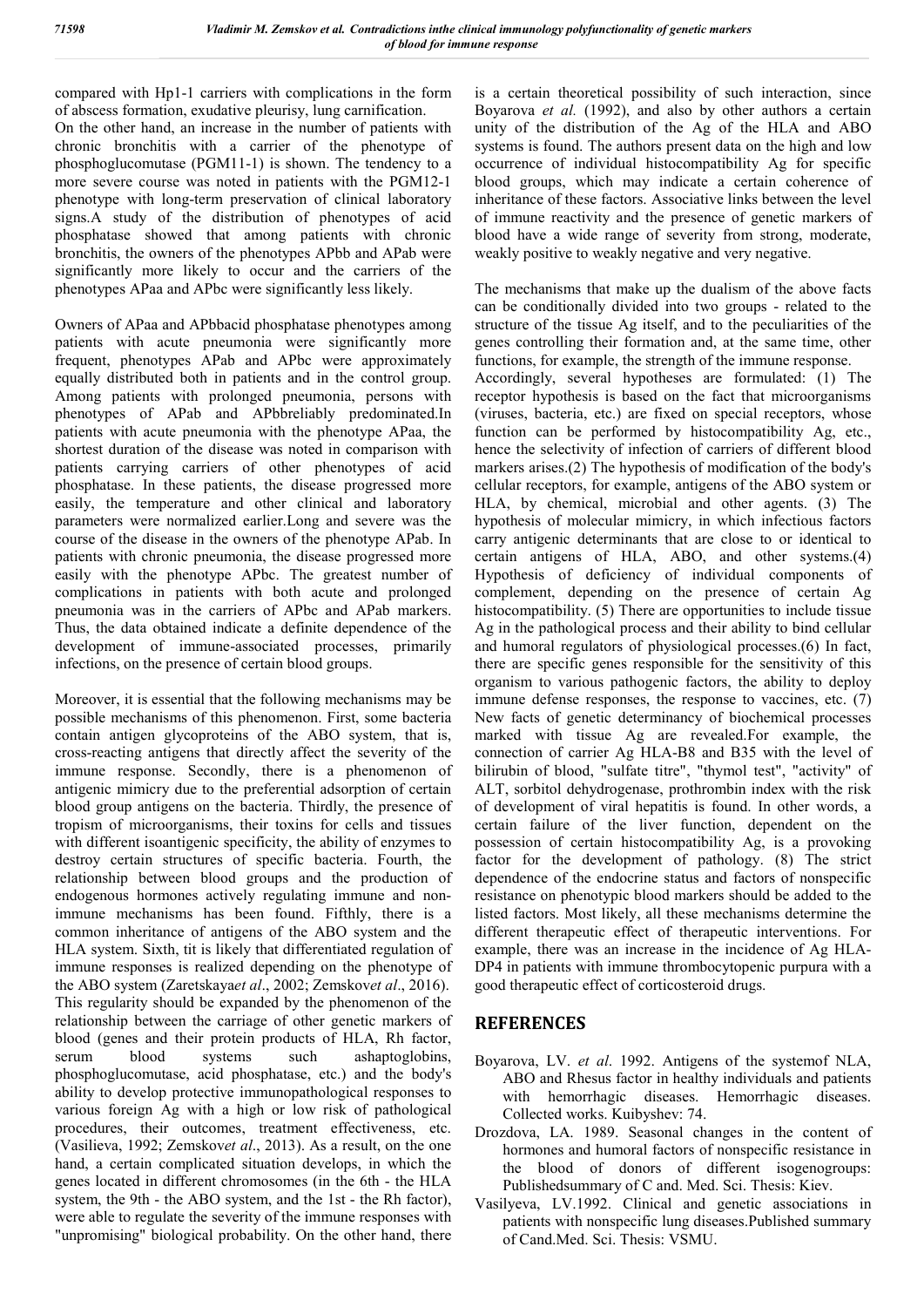compared with Hp1-1 carriers with complications in the form of abscess formation, exudative pleurisy, lung carnification.
On the other hand, an increase in the number of patients with chronic bronchitis with a carrier of the phenotype of phosphoglucomutase (PGM11-1) is shown. The tendency to a more severe course was noted in patients with the PGM12-1 phenotype with long-term preservation of clinical laboratory signs.A study of the distribution of phenotypes of acid phosphatase showed that among patients with chronic bronchitis, the owners of the phenotypes APbb and APab were significantly more likely to occur and the carriers of the phenotypes APaa and APbc were significantly less likely.

Owners of APaa and APbbacid phosphatase phenotypes among patients with acute pneumonia were significantly more frequent, phenotypes APab and APbc were approximately equally distributed both in patients and in the control group. Among patients with prolonged pneumonia, persons with phenotypes of APab and APbbreliably predominated.In patients with acute pneumonia with the phenotype APaa, the shortest duration of the disease was noted in comparison with patients carrying carriers of other phenotypes of acid phosphatase. In these patients, the disease progressed more easily, the temperature and other clinical and laboratory parameters were normalized earlier.Long and severe was the course of the disease in the owners of the phenotype APab. In patients with chronic pneumonia, the disease progressed more easily with the phenotype APbc. The greatest number of complications in patients with both acute and prolonged pneumonia was in the carriers of APbc and APab markers. Thus, the data obtained indicate a definite dependence of the development of immune-associated processes, primarily infections, on the presence of certain blood groups.

Moreover, it is essential that the following mechanisms may be possible mechanisms of this phenomenon. First, some bacteria contain antigen glycoproteins of the ABO system, that is, cross-reacting antigens that directly affect the severity of the immune response. Secondly, there is a phenomenon of antigenic mimicry due to the preferential adsorption of certain blood group antigens on the bacteria. Thirdly, the presence of tropism of microorganisms, their toxins for cells and tissues with different isoantigenic specificity, the ability of enzymes to destroy certain structures of specific bacteria. Fourth, the relationship between blood groups and the production of endogenous hormones actively regulating immune and non-immune mechanisms has been found. Fifthly, there is a common inheritance of antigens of the ABO system and the HLA system. Sixth, tit is likely that differentiated regulation of immune responses is realized depending on the phenotype of the ABO system (Zaretskaya*et al*., 2002; Zemskov*et al*., 2016). This regularity should be expanded by the phenomenon of the relationship between the carriage of other genetic markers of blood (genes and their protein products of HLA, Rh factor, serum blood systems such ashaptoglobins, phosphoglucomutase, acid phosphatase, etc.) and the body's ability to develop protective immunopathological responses to various foreign Ag with a high or low risk of pathological procedures, their outcomes, treatment effectiveness, etc. (Vasilieva, 1992; Zemskov*et al*., 2013). As a result, on the one hand, a certain complicated situation develops, in which the genes located in different chromosomes (in the 6th - the HLA system, the 9th - the ABO system, and the 1st - the Rh factor), were able to regulate the severity of the immune responses with "unpromising" biological probability. On the other hand, there is a certain theoretical possibility of such interaction, since Boyarova *et al.* (1992), and also by other authors a certain unity of the distribution of the Ag of the HLA and ABO systems is found. The authors present data on the high and low occurrence of individual histocompatibility Ag for specific blood groups, which may indicate a certain coherence of inheritance of these factors. Associative links between the level of immune reactivity and the presence of genetic markers of blood have a wide range of severity from strong, moderate, weakly positive to weakly negative and very negative.

The mechanisms that make up the dualism of the above facts can be conditionally divided into two groups - related to the structure of the tissue Ag itself, and to the peculiarities of the genes controlling their formation and, at the same time, other functions, for example, the strength of the immune response.
Accordingly, several hypotheses are formulated: (1) The receptor hypothesis is based on the fact that microorganisms (viruses, bacteria, etc.) are fixed on special receptors, whose function can be performed by histocompatibility Ag, etc., hence the selectivity of infection of carriers of different blood markers arises.(2) The hypothesis of modification of the body's cellular receptors, for example, antigens of the ABO system or HLA, by chemical, microbial and other agents. (3) The hypothesis of molecular mimicry, in which infectious factors carry antigenic determinants that are close to or identical to certain antigens of HLA, ABO, and other systems.(4) Hypothesis of deficiency of individual components of complement, depending on the presence of certain Ag histocompatibility. (5) There are opportunities to include tissue Ag in the pathological process and their ability to bind cellular and humoral regulators of physiological processes.(6) In fact, there are specific genes responsible for the sensitivity of this organism to various pathogenic factors, the ability to deploy immune defense responses, the response to vaccines, etc. (7) New facts of genetic determinancy of biochemical processes marked with tissue Ag are revealed.For example, the connection of carrier Ag HLA-B8 and B35 with the level of bilirubin of blood, "sulfate titre", "thymol test", "activity" of ALT, sorbitol dehydrogenase, prothrombin index with the risk of development of viral hepatitis is found. In other words, a certain failure of the liver function, dependent on the possession of certain histocompatibility Ag, is a provoking factor for the development of pathology. (8) The strict dependence of the endocrine status and factors of nonspecific resistance on phenotypic blood markers should be added to the listed factors. Most likely, all these mechanisms determine the different therapeutic effect of therapeutic interventions. For example, there was an increase in the incidence of Ag HLA-DP4 in patients with immune thrombocytopenic purpura with a good therapeutic effect of corticosteroid drugs.

## REFERENCES

Boyarova, LV. *et al*. 1992. Antigens of the systemof NLA, ABO and Rhesus factor in healthy individuals and patients with hemorrhagic diseases. Hemorrhagic diseases. Collected works. Kuibyshev: 74.

Drozdova, LA. 1989. Seasonal changes in the content of hormones and humoral factors of nonspecific resistance in the blood of donors of different isogenogroups: Publishedsummary of C and. Med. Sci. Thesis: Kiev.

Vasilyeva, LV.1992. Clinical and genetic associations in patients with nonspecific lung diseases.Published summary of Cand.Med. Sci. Thesis: VSMU.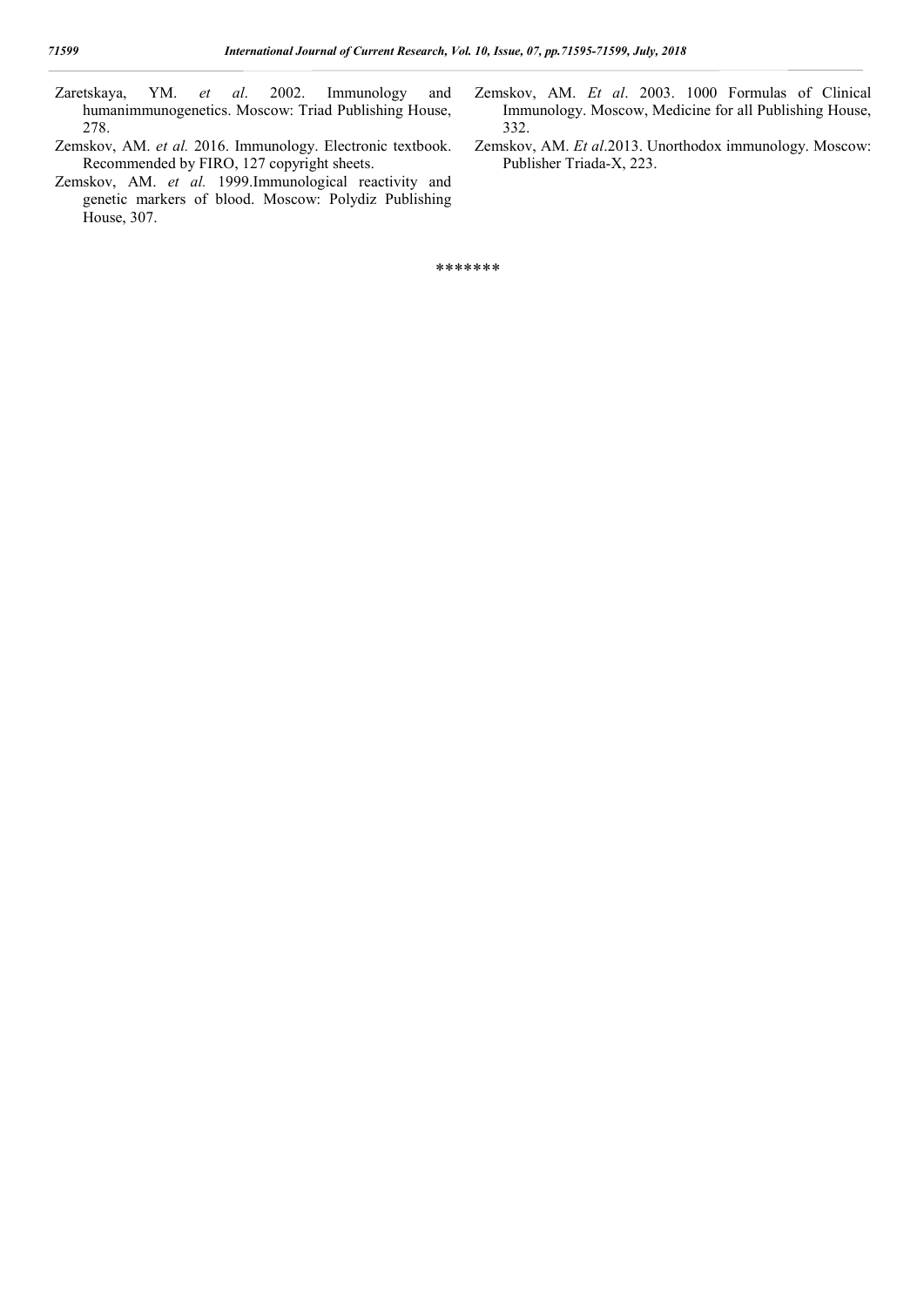Zaretskaya, YM. *et al*. 2002. Immunology and humanimmunogenetics. Moscow: Triad Publishing House, 278.

Zemskov, AM. *et al.* 2016. Immunology. Electronic textbook. Recommended by FIRO, 127 copyright sheets.

Zemskov, AM. *et al.* 1999.Immunological reactivity and genetic markers of blood. Moscow: Polydiz Publishing House, 307.

Zemskov, AM. *Et al*. 2003. 1000 Formulas of Clinical Immunology. Moscow, Medicine for all Publishing House, 332.

Zemskov, AM. *Et al*.2013. Unorthodox immunology. Moscow: Publisher Triada-X, 223.

\*\*\*\*\*\*\*